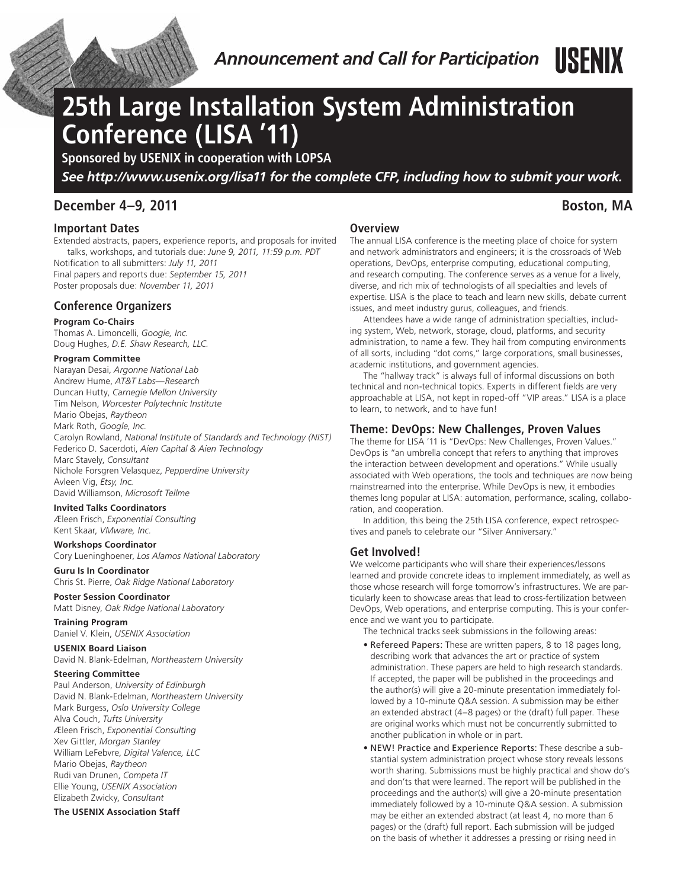*Announcement and Call for Participation* **USENIX**

# 25th Large Installation System Administration Conference (LISA '11)

**Sponsored by USENIX in cooperation with LOPSA**

***See http://www.usenix.org/lisa11 for the complete CFP, including how to submit your work.***

**December 4–9, 2011** **Boston, MA**

## Important Dates

Extended abstracts, papers, experience reports, and proposals for invited talks, workshops, and tutorials due: *June 9, 2011, 11:59 p.m. PDT*
Notification to all submitters: *July 11, 2011*
Final papers and reports due: *September 15, 2011*
Poster proposals due: *November 11, 2011*

## Conference Organizers

**Program Co-Chairs**
Thomas A. Limoncelli, *Google, Inc.*
Doug Hughes, *D.E. Shaw Research, LLC.*

**Program Committee**
Narayan Desai, *Argonne National Lab*
Andrew Hume, *AT&T Labs—Research*
Duncan Hutty, *Carnegie Mellon University*
Tim Nelson, *Worcester Polytechnic Institute*
Mario Obejas, *Raytheon*
Mark Roth, *Google, Inc.*
Carolyn Rowland, *National Institute of Standards and Technology (NIST)*
Federico D. Sacerdoti, *Aien Capital & Aien Technology*
Marc Stavely, *Consultant*
Nichole Forsgren Velasquez, *Pepperdine University*
Avleen Vig, *Etsy, Inc.*
David Williamson, *Microsoft Tellme*

**Invited Talks Coordinators**
Æleen Frisch, *Exponential Consulting*
Kent Skaar, *VMware, Inc.*

**Workshops Coordinator**
Cory Lueninghoener, *Los Alamos National Laboratory*

**Guru Is In Coordinator**
Chris St. Pierre, *Oak Ridge National Laboratory*

**Poster Session Coordinator**
Matt Disney, *Oak Ridge National Laboratory*

**Training Program**
Daniel V. Klein, *USENIX Association*

**USENIX Board Liaison**
David N. Blank-Edelman, *Northeastern University*

**Steering Committee**
Paul Anderson, *University of Edinburgh*
David N. Blank-Edelman, *Northeastern University*
Mark Burgess, *Oslo University College*
Alva Couch, *Tufts University*
Æleen Frisch, *Exponential Consulting*
Xev Gittler, *Morgan Stanley*
William LeFebvre, *Digital Valence, LLC*
Mario Obejas, *Raytheon*
Rudi van Drunen, *Competa IT*
Ellie Young, *USENIX Association*
Elizabeth Zwicky, *Consultant*

**The USENIX Association Staff**

## Overview

The annual LISA conference is the meeting place of choice for system and network administrators and engineers; it is the crossroads of Web operations, DevOps, enterprise computing, educational computing, and research computing. The conference serves as a venue for a lively, diverse, and rich mix of technologists of all specialties and levels of expertise. LISA is the place to teach and learn new skills, debate current issues, and meet industry gurus, colleagues, and friends.

Attendees have a wide range of administration specialties, including system, Web, network, storage, cloud, platforms, and security administration, to name a few. They hail from computing environments of all sorts, including "dot coms," large corporations, small businesses, academic institutions, and government agencies.

The "hallway track" is always full of informal discussions on both technical and non-technical topics. Experts in different fields are very approachable at LISA, not kept in roped-off "VIP areas." LISA is a place to learn, to network, and to have fun!

## Theme: DevOps: New Challenges, Proven Values

The theme for LISA '11 is "DevOps: New Challenges, Proven Values." DevOps is "an umbrella concept that refers to anything that improves the interaction between development and operations." While usually associated with Web operations, the tools and techniques are now being mainstreamed into the enterprise. While DevOps is new, it embodies themes long popular at LISA: automation, performance, scaling, collaboration, and cooperation.

In addition, this being the 25th LISA conference, expect retrospectives and panels to celebrate our "Silver Anniversary."

## Get Involved!

We welcome participants who will share their experiences/lessons learned and provide concrete ideas to implement immediately, as well as those whose research will forge tomorrow's infrastructures. We are particularly keen to showcase areas that lead to cross-fertilization between DevOps, Web operations, and enterprise computing. This is your conference and we want you to participate.

The technical tracks seek submissions in the following areas:

- **Refereed Papers:** These are written papers, 8 to 18 pages long, describing work that advances the art or practice of system administration. These papers are held to high research standards. If accepted, the paper will be published in the proceedings and the author(s) will give a 20-minute presentation immediately followed by a 10-minute Q&A session. A submission may be either an extended abstract (4–8 pages) or the (draft) full paper. These are original works which must not be concurrently submitted to another publication in whole or in part.
- **NEW! Practice and Experience Reports:** These describe a substantial system administration project whose story reveals lessons worth sharing. Submissions must be highly practical and show do's and don'ts that were learned. The report will be published in the proceedings and the author(s) will give a 20-minute presentation immediately followed by a 10-minute Q&A session. A submission may be either an extended abstract (at least 4, no more than 6 pages) or the (draft) full report. Each submission will be judged on the basis of whether it addresses a pressing or rising need in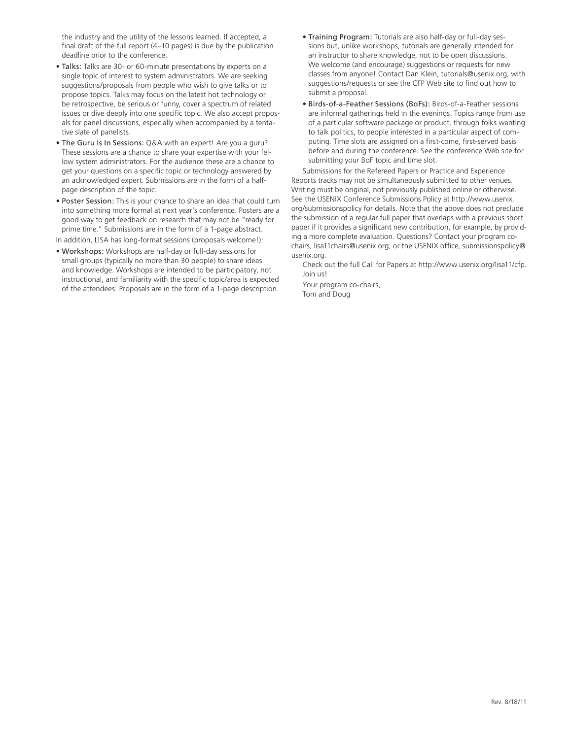the industry and the utility of the lessons learned. If accepted, a final draft of the full report (4–10 pages) is due by the publication deadline prior to the conference.

- Talks: Talks are 30- or 60-minute presentations by experts on a single topic of interest to system administrators. We are seeking suggestions/proposals from people who wish to give talks or to propose topics. Talks may focus on the latest hot technology or be retrospective, be serious or funny, cover a spectrum of related issues or dive deeply into one specific topic. We also accept proposals for panel discussions, especially when accompanied by a tentative slate of panelists.
- The Guru Is In Sessions: Q&A with an expert! Are you a guru? These sessions are a chance to share your expertise with your fellow system administrators. For the audience these are a chance to get your questions on a specific topic or technology answered by an acknowledged expert. Submissions are in the form of a half-page description of the topic.
- Poster Session: This is your chance to share an idea that could turn into something more formal at next year's conference. Posters are a good way to get feedback on research that may not be "ready for prime time." Submissions are in the form of a 1-page abstract.

In addition, LISA has long-format sessions (proposals welcome!):

- Workshops: Workshops are half-day or full-day sessions for small groups (typically no more than 30 people) to share ideas and knowledge. Workshops are intended to be participatory, not instructional, and familiarity with the specific topic/area is expected of the attendees. Proposals are in the form of a 1-page description.
- Training Program: Tutorials are also half-day or full-day sessions but, unlike workshops, tutorials are generally intended for an instructor to share knowledge, not to be open discussions. We welcome (and encourage) suggestions or requests for new classes from anyone! Contact Dan Klein, tutorials@usenix.org, with suggestions/requests or see the CFP Web site to find out how to submit a proposal.
- Birds-of-a-Feather Sessions (BoFs): Birds-of-a-Feather sessions are informal gatherings held in the evenings. Topics range from use of a particular software package or product, through folks wanting to talk politics, to people interested in a particular aspect of computing. Time slots are assigned on a first-come, first-served basis before and during the conference. See the conference Web site for submitting your BoF topic and time slot.

Submissions for the Refereed Papers or Practice and Experience Reports tracks may not be simultaneously submitted to other venues. Writing must be original, not previously published online or otherwise. See the USENIX Conference Submissions Policy at http://www.usenix.org/submissionspolicy for details. Note that the above does not preclude the submission of a regular full paper that overlaps with a previous short paper if it provides a significant new contribution, for example, by providing a more complete evaluation. Questions? Contact your program co-chairs, lisa11chairs@usenix.org, or the USENIX office, submissionspolicy@usenix.org.

Check out the full Call for Papers at http://www.usenix.org/lisa11/cfp. Join us!

Your program co-chairs,
Tom and Doug

Rev. 8/18/11